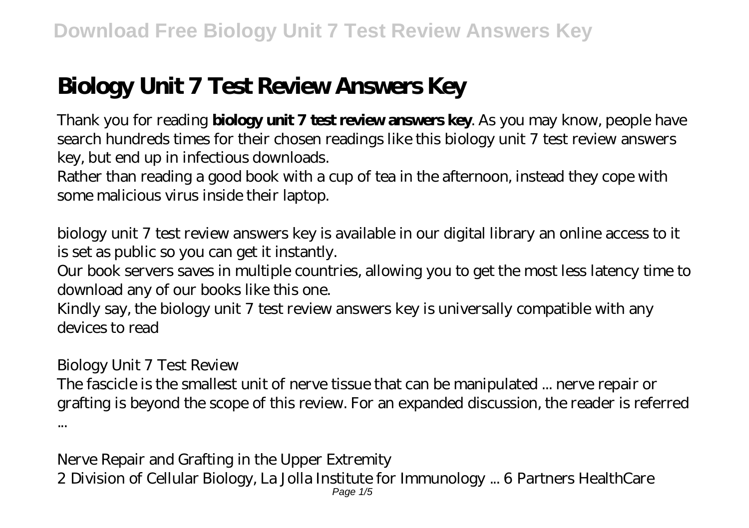# Biology Unit 7 Test Review Answers Key

Thank you for reading **biology unit 7 test review answers key**. As you may know, people have search hundreds times for their chosen readings like this biology unit 7 test review answers key, but end up in infectious downloads.

Rather than reading a good book with a cup of tea in the afternoon, instead they cope with some malicious virus inside their laptop.

biology unit 7 test review answers key is available in our digital library an online access to it is set as public so you can get it instantly.

Our book servers saves in multiple countries, allowing you to get the most less latency time to download any of our books like this one.

Kindly say, the biology unit 7 test review answers key is universally compatible with any devices to read

*Biology Unit 7 Test Review*

The fascicle is the smallest unit of nerve tissue that can be manipulated ... nerve repair or grafting is beyond the scope of this review. For an expanded discussion, the reader is referred ...

*Nerve Repair and Grafting in the Upper Extremity*

2 Division of Cellular Biology, La Jolla Institute for Immunology ... 6 Partners HealthCare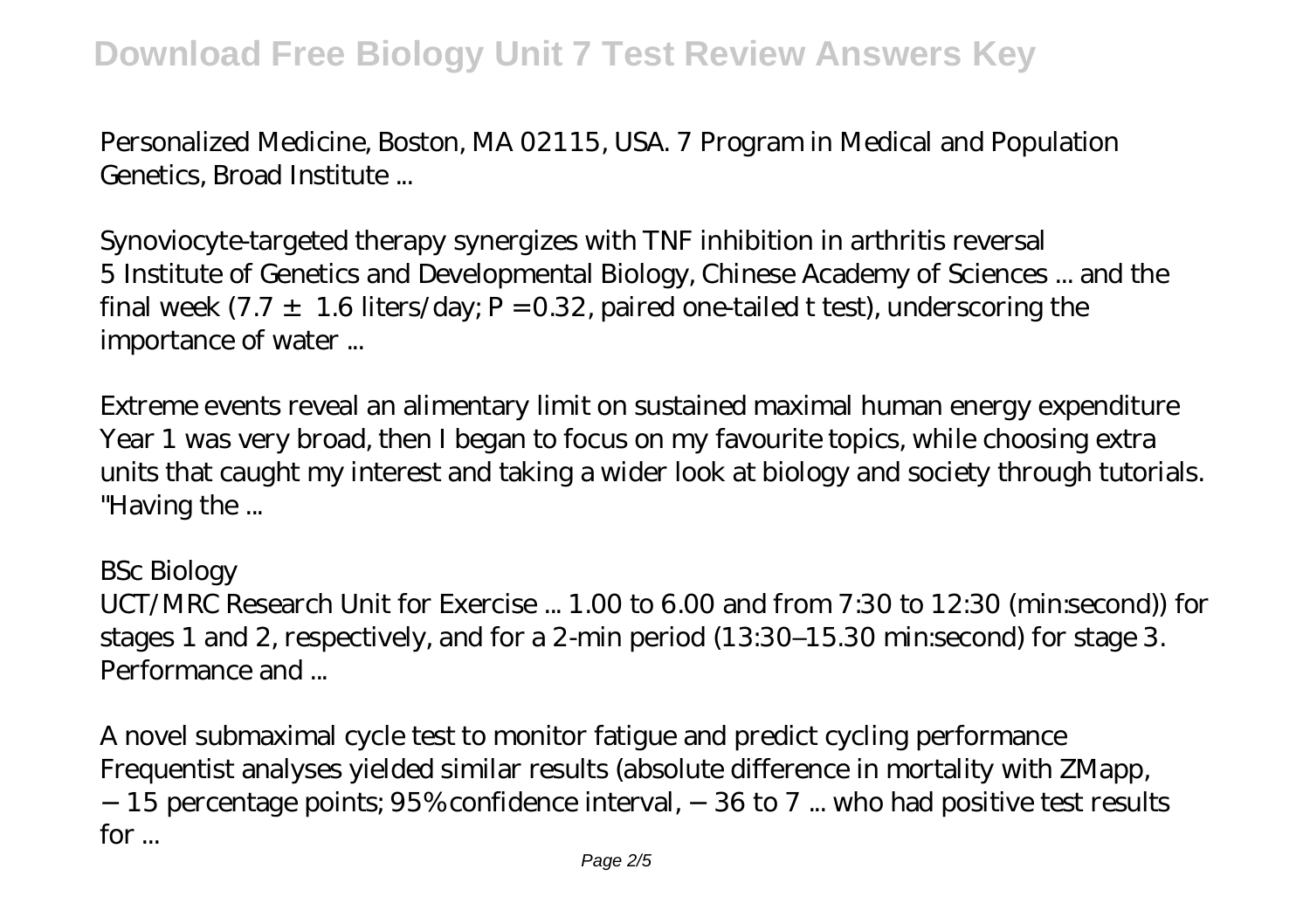Personalized Medicine, Boston, MA 02115, USA. 7 Program in Medical and Population Genetics, Broad Institute ...

Synoviocyte-targeted therapy synergizes with TNF inhibition in arthritis reversal
5 Institute of Genetics and Developmental Biology, Chinese Academy of Sciences ... and the final week ($7.7 \pm 1.6$ liters/day; $P = 0.32$, paired one-tailed t test), underscoring the importance of water ...

Extreme events reveal an alimentary limit on sustained maximal human energy expenditure
Year 1 was very broad, then I began to focus on my favourite topics, while choosing extra units that caught my interest and taking a wider look at biology and society through tutorials. "Having the ...

BSc Biology
UCT/MRC Research Unit for Exercise ... 1.00 to 6.00 and from 7:30 to 12:30 (min:second)) for stages 1 and 2, respectively, and for a 2-min period (13:30–15.30 min:second) for stage 3. Performance and ...

A novel submaximal cycle test to monitor fatigue and predict cycling performance
Frequentist analyses yielded similar results (absolute difference in mortality with ZMapp, −15 percentage points; 95% confidence interval, −36 to 7 ... who had positive test results for ...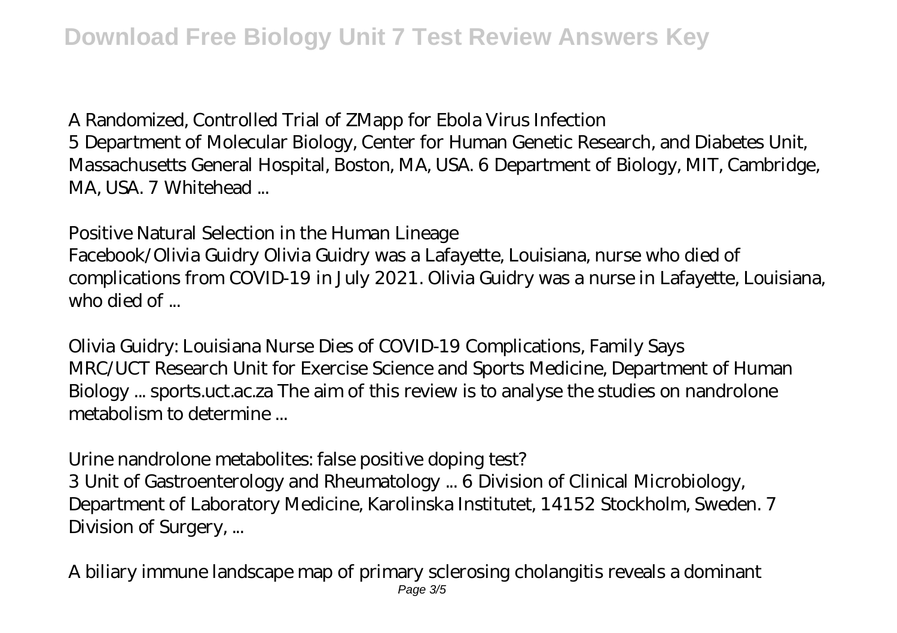*A Randomized, Controlled Trial of ZMapp for Ebola Virus Infection*

5 Department of Molecular Biology, Center for Human Genetic Research, and Diabetes Unit, Massachusetts General Hospital, Boston, MA, USA. 6 Department of Biology, MIT, Cambridge, MA, USA. 7 Whitehead ...

*Positive Natural Selection in the Human Lineage*

Facebook/Olivia Guidry Olivia Guidry was a Lafayette, Louisiana, nurse who died of complications from COVID-19 in July 2021. Olivia Guidry was a nurse in Lafayette, Louisiana, who died of ...

*Olivia Guidry: Louisiana Nurse Dies of COVID-19 Complications, Family Says*

MRC/UCT Research Unit for Exercise Science and Sports Medicine, Department of Human Biology ... sports.uct.ac.za The aim of this review is to analyse the studies on nandrolone metabolism to determine ...

*Urine nandrolone metabolites: false positive doping test?*

3 Unit of Gastroenterology and Rheumatology ... 6 Division of Clinical Microbiology, Department of Laboratory Medicine, Karolinska Institutet, 14152 Stockholm, Sweden. 7 Division of Surgery, ...

*A biliary immune landscape map of primary sclerosing cholangitis reveals a dominant*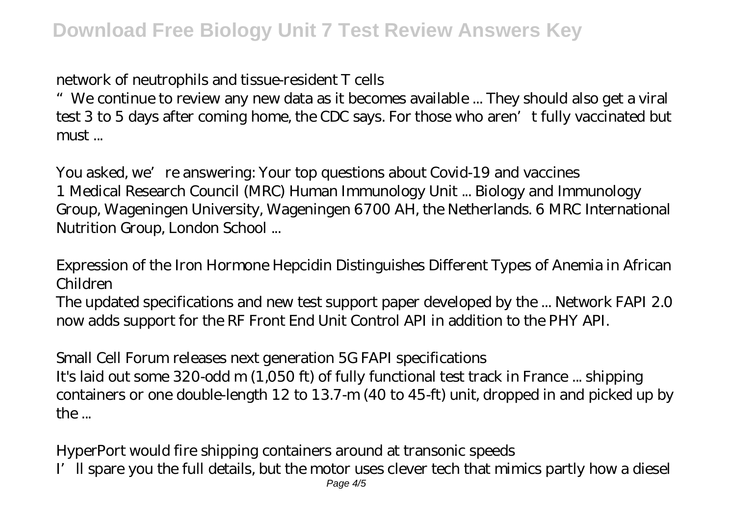*network of neutrophils and tissue-resident T cells*

"We continue to review any new data as it becomes available ... They should also get a viral test 3 to 5 days after coming home, the CDC says. For those who aren't fully vaccinated but must ...

*You asked, we're answering: Your top questions about Covid-19 and vaccines*

1 Medical Research Council (MRC) Human Immunology Unit ... Biology and Immunology Group, Wageningen University, Wageningen 6700 AH, the Netherlands. 6 MRC International Nutrition Group, London School ...

*Expression of the Iron Hormone Hepcidin Distinguishes Different Types of Anemia in African Children*

The updated specifications and new test support paper developed by the ... Network FAPI 2.0 now adds support for the RF Front End Unit Control API in addition to the PHY API.

*Small Cell Forum releases next generation 5G FAPI specifications*

It's laid out some 320-odd m (1,050 ft) of fully functional test track in France ... shipping containers or one double-length 12 to 13.7-m (40 to 45-ft) unit, dropped in and picked up by the ...

*HyperPort would fire shipping containers around at transonic speeds*

I'll spare you the full details, but the motor uses clever tech that mimics partly how a diesel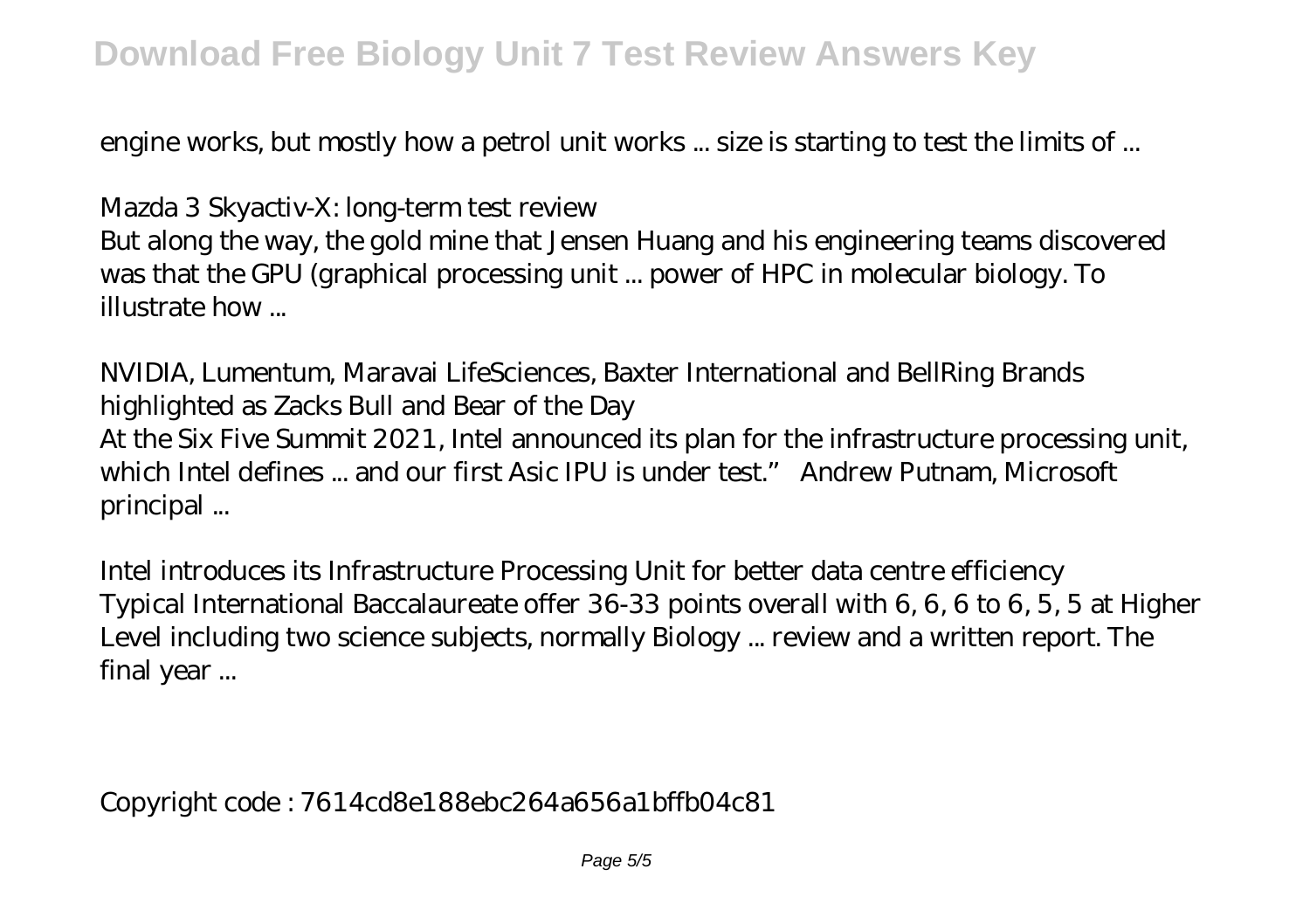engine works, but mostly how a petrol unit works ... size is starting to test the limits of ...

*Mazda 3 Skyactiv-X: long-term test review*

But along the way, the gold mine that Jensen Huang and his engineering teams discovered was that the GPU (graphical processing unit ... power of HPC in molecular biology. To illustrate how ...

*NVIDIA, Lumentum, Maravai LifeSciences, Baxter International and BellRing Brands highlighted as Zacks Bull and Bear of the Day*

At the Six Five Summit 2021, Intel announced its plan for the infrastructure processing unit, which Intel defines ... and our first Asic IPU is under test." Andrew Putnam, Microsoft principal ...

*Intel introduces its Infrastructure Processing Unit for better data centre efficiency*

Typical International Baccalaureate offer 36-33 points overall with 6, 6, 6 to 6, 5, 5 at Higher Level including two science subjects, normally Biology ... review and a written report. The final year ...

Copyright code : 7614cd8e188ebc264a656a1bffb04c81